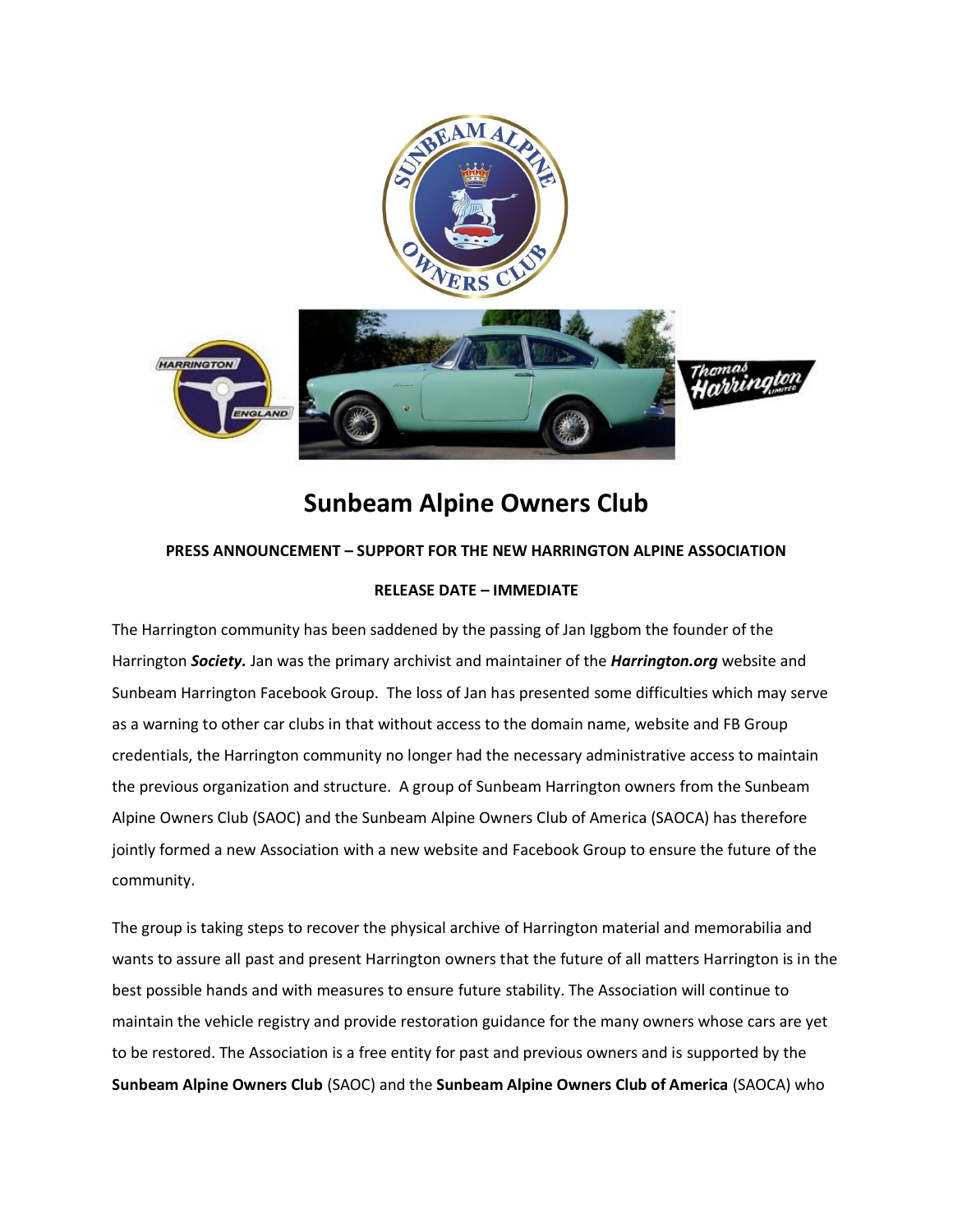# Sunbeam Alpine Owners Club

**PRESS ANNOUNCEMENT – SUPPORT FOR THE NEW HARRINGTON ALPINE ASSOCIATION**

**RELEASE DATE – IMMEDIATE**

The Harrington community has been saddened by the passing of Jan Iggbom the founder of the Harrington ***Society.*** Jan was the primary archivist and maintainer of the ***Harrington.org*** website and Sunbeam Harrington Facebook Group. The loss of Jan has presented some difficulties which may serve as a warning to other car clubs in that without access to the domain name, website and FB Group credentials, the Harrington community no longer had the necessary administrative access to maintain the previous organization and structure. A group of Sunbeam Harrington owners from the Sunbeam Alpine Owners Club (SAOC) and the Sunbeam Alpine Owners Club of America (SAOCA) has therefore jointly formed a new Association with a new website and Facebook Group to ensure the future of the community.

The group is taking steps to recover the physical archive of Harrington material and memorabilia and wants to assure all past and present Harrington owners that the future of all matters Harrington is in the best possible hands and with measures to ensure future stability. The Association will continue to maintain the vehicle registry and provide restoration guidance for the many owners whose cars are yet to be restored. The Association is a free entity for past and previous owners and is supported by the **Sunbeam Alpine Owners Club** (SAOC) and the **Sunbeam Alpine Owners Club of America** (SAOCA) who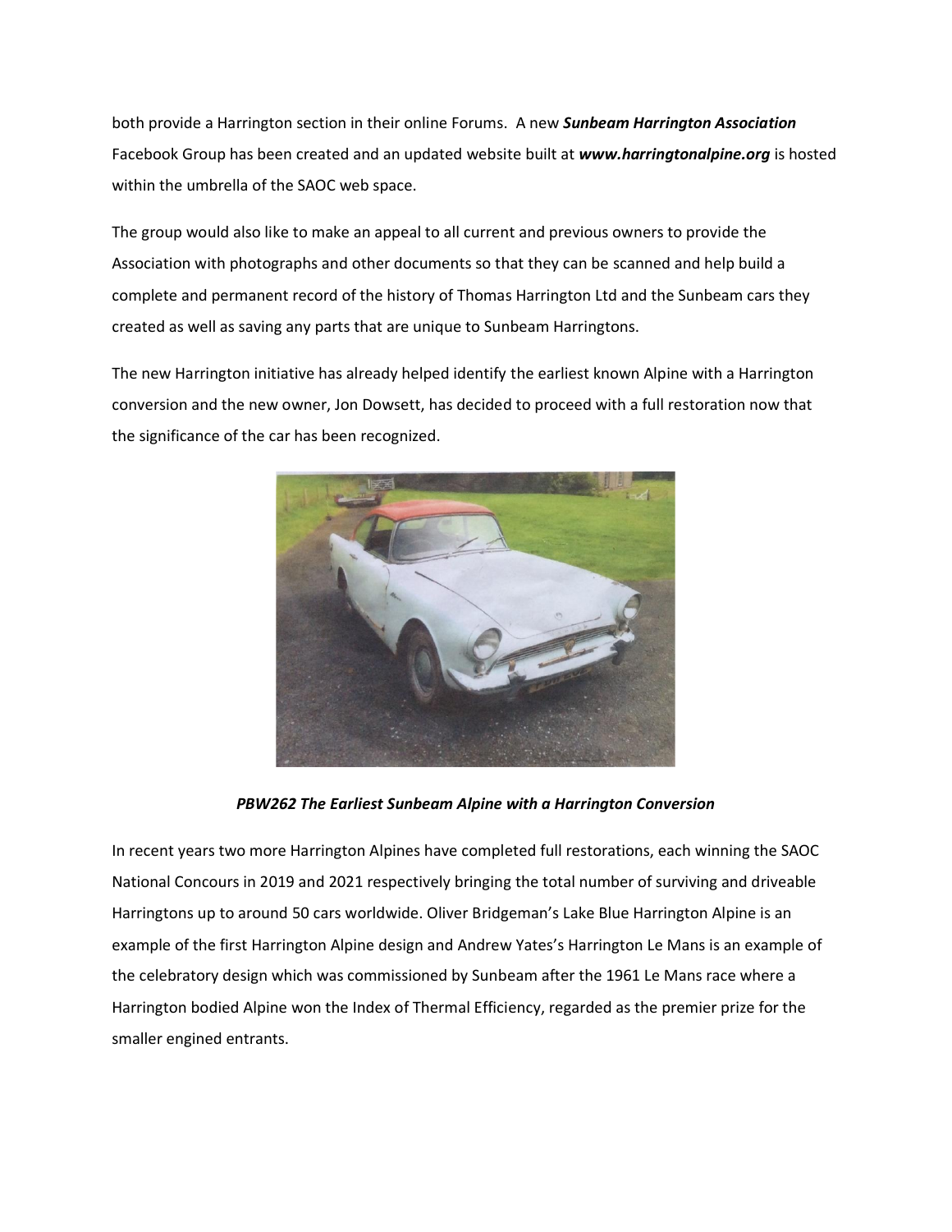both provide a Harrington section in their online Forums. A new ***Sunbeam Harrington Association*** Facebook Group has been created and an updated website built at ***www.harringtonalpine.org*** is hosted within the umbrella of the SAOC web space.

The group would also like to make an appeal to all current and previous owners to provide the Association with photographs and other documents so that they can be scanned and help build a complete and permanent record of the history of Thomas Harrington Ltd and the Sunbeam cars they created as well as saving any parts that are unique to Sunbeam Harringtons.

The new Harrington initiative has already helped identify the earliest known Alpine with a Harrington conversion and the new owner, Jon Dowsett, has decided to proceed with a full restoration now that the significance of the car has been recognized.

***PBW262 The Earliest Sunbeam Alpine with a Harrington Conversion***

In recent years two more Harrington Alpines have completed full restorations, each winning the SAOC National Concours in 2019 and 2021 respectively bringing the total number of surviving and driveable Harringtons up to around 50 cars worldwide. Oliver Bridgeman's Lake Blue Harrington Alpine is an example of the first Harrington Alpine design and Andrew Yates's Harrington Le Mans is an example of the celebratory design which was commissioned by Sunbeam after the 1961 Le Mans race where a Harrington bodied Alpine won the Index of Thermal Efficiency, regarded as the premier prize for the smaller engined entrants.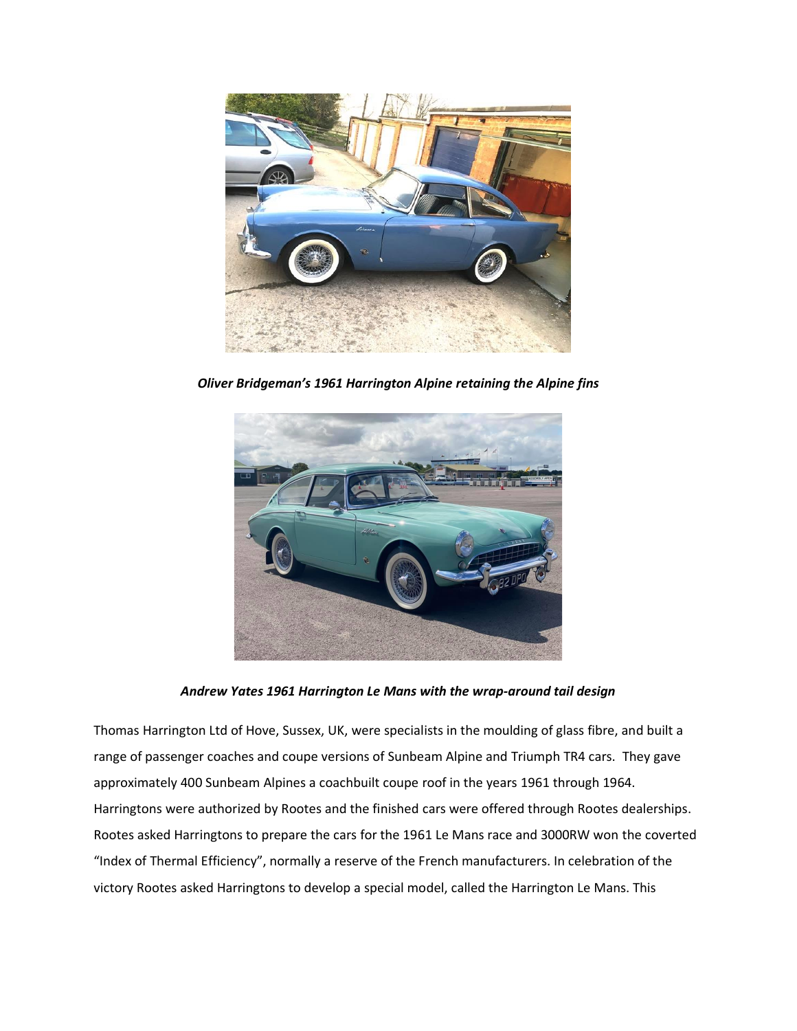***Oliver Bridgeman's 1961 Harrington Alpine retaining the Alpine fins***

***Andrew Yates 1961 Harrington Le Mans with the wrap-around tail design***

Thomas Harrington Ltd of Hove, Sussex, UK, were specialists in the moulding of glass fibre, and built a range of passenger coaches and coupe versions of Sunbeam Alpine and Triumph TR4 cars. They gave approximately 400 Sunbeam Alpines a coachbuilt coupe roof in the years 1961 through 1964. Harringtons were authorized by Rootes and the finished cars were offered through Rootes dealerships. Rootes asked Harringtons to prepare the cars for the 1961 Le Mans race and 3000RW won the coverted "Index of Thermal Efficiency", normally a reserve of the French manufacturers. In celebration of the victory Rootes asked Harringtons to develop a special model, called the Harrington Le Mans. This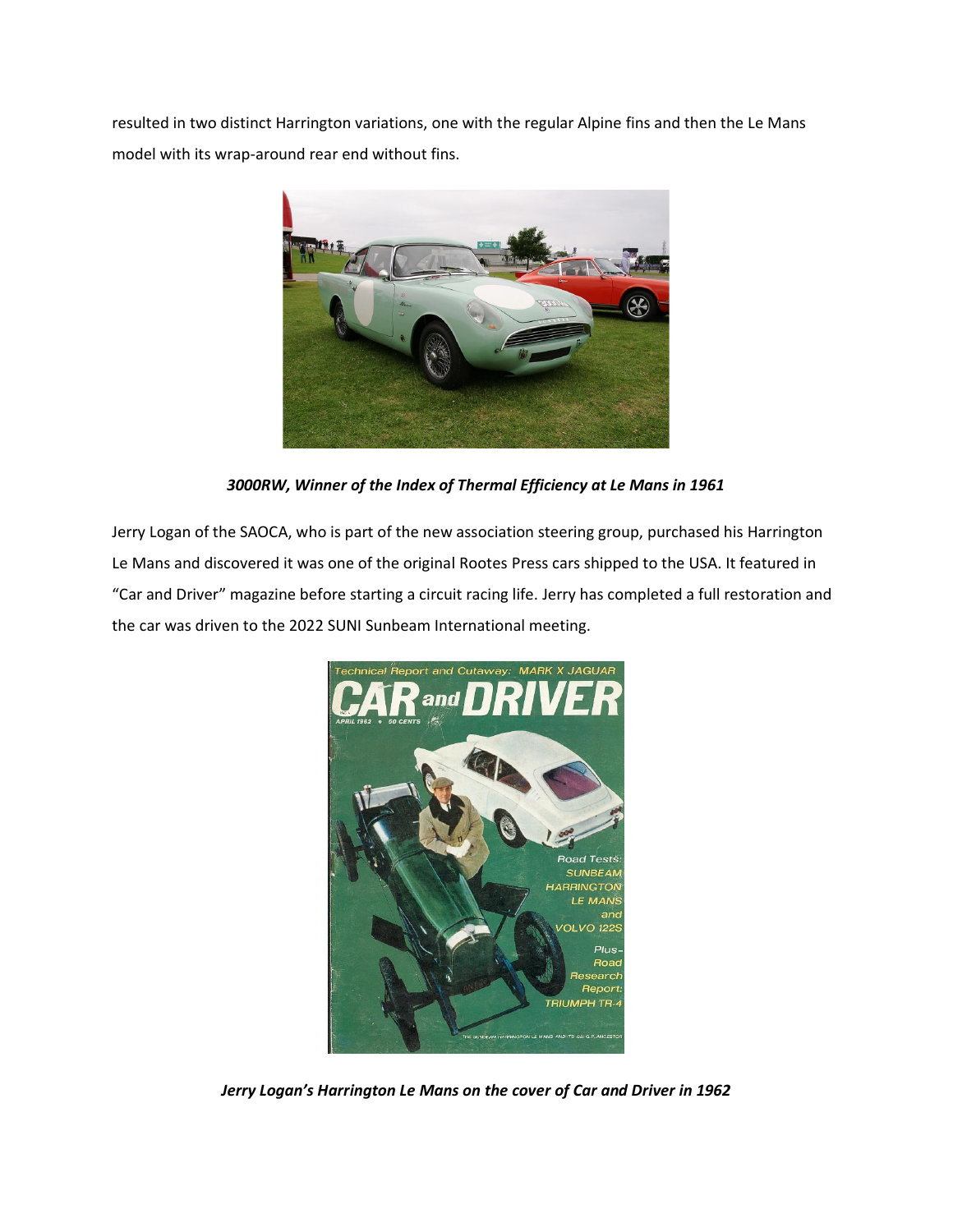resulted in two distinct Harrington variations, one with the regular Alpine fins and then the Le Mans model with its wrap-around rear end without fins.

***3000RW, Winner of the Index of Thermal Efficiency at Le Mans in 1961***

Jerry Logan of the SAOCA, who is part of the new association steering group, purchased his Harrington Le Mans and discovered it was one of the original Rootes Press cars shipped to the USA. It featured in "Car and Driver" magazine before starting a circuit racing life. Jerry has completed a full restoration and the car was driven to the 2022 SUNI Sunbeam International meeting.

***Jerry Logan's Harrington Le Mans on the cover of Car and Driver in 1962***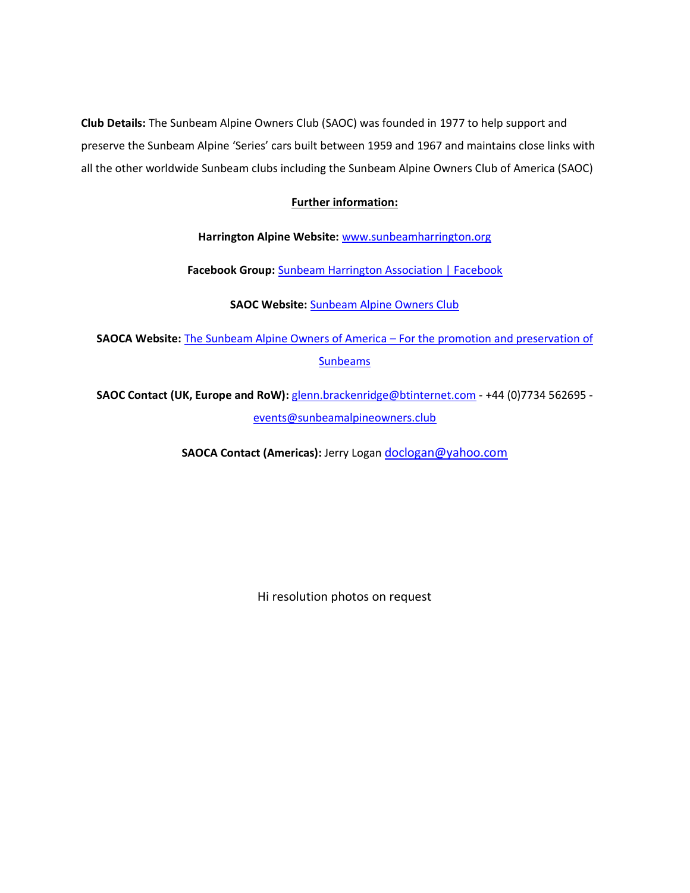**Club Details:** The Sunbeam Alpine Owners Club (SAOC) was founded in 1977 to help support and preserve the Sunbeam Alpine 'Series' cars built between 1959 and 1967 and maintains close links with all the other worldwide Sunbeam clubs including the Sunbeam Alpine Owners Club of America (SAOC)

**Further information:**

**Harrington Alpine Website:** www.sunbeamharrington.org

**Facebook Group:** Sunbeam Harrington Association | Facebook

**SAOC Website:** Sunbeam Alpine Owners Club

**SAOCA Website:** The Sunbeam Alpine Owners of America – For the promotion and preservation of Sunbeams

**SAOC Contact (UK, Europe and RoW):** glenn.brackenridge@btinternet.com - +44 (0)7734 562695 - events@sunbeamalpineowners.club

**SAOCA Contact (Americas):** Jerry Logan doclogan@yahoo.com

Hi resolution photos on request